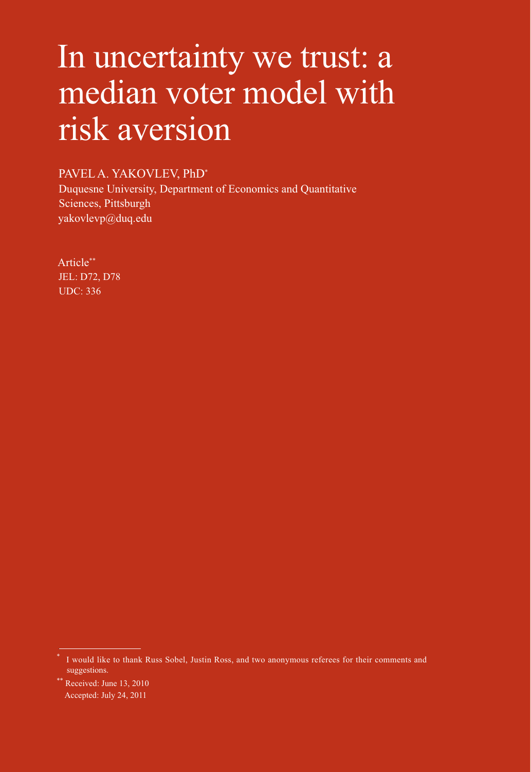# In uncertainty we trust: a median voter model with risk aversion

PAVEL A. YAKOVLEV, PhD[*]

Duquesne University, Department of Economics and Quantitative Sciences, Pittsburgh

yakovlevp@duq.edu

Article[**]

JEL: D72, D78

UDC: 336

---

[*] I would like to thank Russ Sobel, Justin Ross, and two anonymous referees for their comments and suggestions.

[**] Received: June 13, 2010
Accepted: July 24, 2011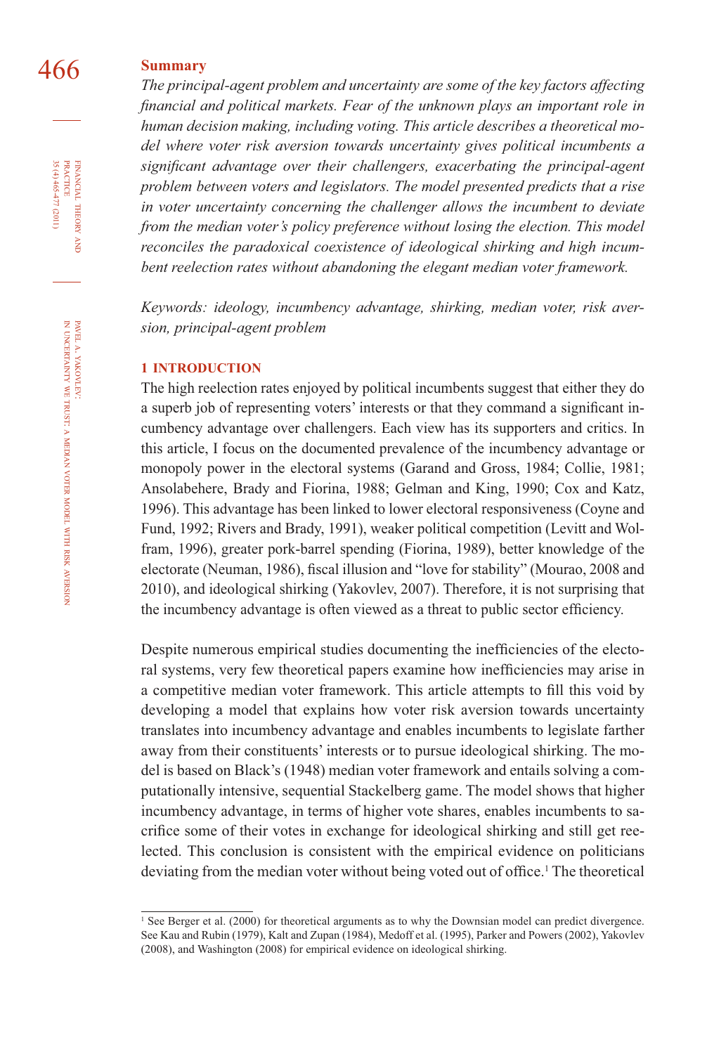## Summary

*The principal-agent problem and uncertainty are some of the key factors affecting financial and political markets. Fear of the unknown plays an important role in human decision making, including voting. This article describes a theoretical model where voter risk aversion towards uncertainty gives political incumbents a significant advantage over their challengers, exacerbating the principal-agent problem between voters and legislators. The model presented predicts that a rise in voter uncertainty concerning the challenger allows the incumbent to deviate from the median voter's policy preference without losing the election. This model reconciles the paradoxical coexistence of ideological shirking and high incumbent reelection rates without abandoning the elegant median voter framework.*

*Keywords: ideology, incumbency advantage, shirking, median voter, risk aversion, principal-agent problem*

## 1 INTRODUCTION

The high reelection rates enjoyed by political incumbents suggest that either they do a superb job of representing voters' interests or that they command a significant incumbency advantage over challengers. Each view has its supporters and critics. In this article, I focus on the documented prevalence of the incumbency advantage or monopoly power in the electoral systems (Garand and Gross, 1984; Collie, 1981; Ansolabehere, Brady and Fiorina, 1988; Gelman and King, 1990; Cox and Katz, 1996). This advantage has been linked to lower electoral responsiveness (Coyne and Fund, 1992; Rivers and Brady, 1991), weaker political competition (Levitt and Wolfram, 1996), greater pork-barrel spending (Fiorina, 1989), better knowledge of the electorate (Neuman, 1986), fiscal illusion and "love for stability" (Mourao, 2008 and 2010), and ideological shirking (Yakovlev, 2007). Therefore, it is not surprising that the incumbency advantage is often viewed as a threat to public sector efficiency.

Despite numerous empirical studies documenting the inefficiencies of the electoral systems, very few theoretical papers examine how inefficiencies may arise in a competitive median voter framework. This article attempts to fill this void by developing a model that explains how voter risk aversion towards uncertainty translates into incumbency advantage and enables incumbents to legislate farther away from their constituents' interests or to pursue ideological shirking. The model is based on Black's (1948) median voter framework and entails solving a computationally intensive, sequential Stackelberg game. The model shows that higher incumbency advantage, in terms of higher vote shares, enables incumbents to sacrifice some of their votes in exchange for ideological shirking and still get reelected. This conclusion is consistent with the empirical evidence on politicians deviating from the median voter without being voted out of office.[1] The theoretical

[1] See Berger et al. (2000) for theoretical arguments as to why the Downsian model can predict divergence. See Kau and Rubin (1979), Kalt and Zupan (1984), Medoff et al. (1995), Parker and Powers (2002), Yakovlev (2008), and Washington (2008) for empirical evidence on ideological shirking.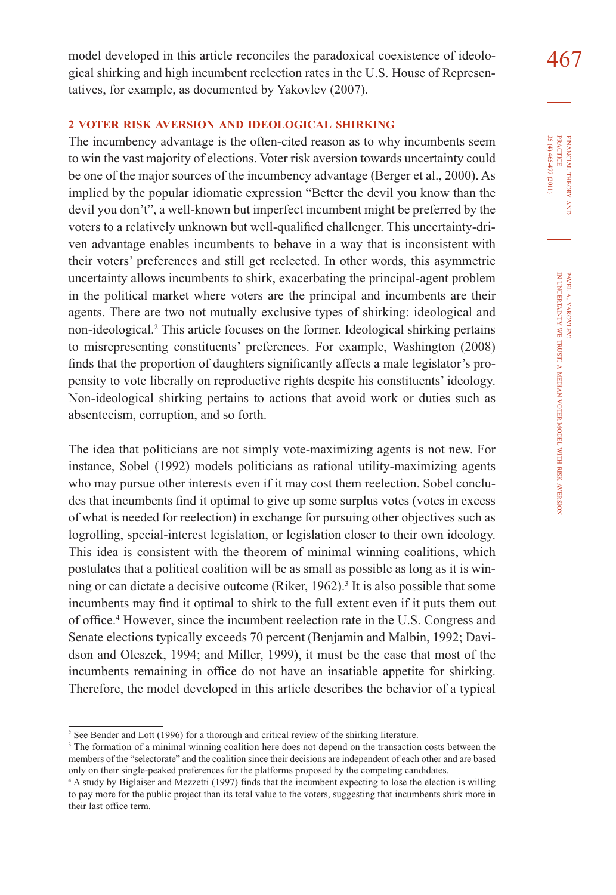model developed in this article reconciles the paradoxical coexistence of ideological shirking and high incumbent reelection rates in the U.S. House of Representatives, for example, as documented by Yakovlev (2007).

## 2 VOTER RISK AVERSION AND IDEOLOGICAL SHIRKING

The incumbency advantage is the often-cited reason as to why incumbents seem to win the vast majority of elections. Voter risk aversion towards uncertainty could be one of the major sources of the incumbency advantage (Berger et al., 2000). As implied by the popular idiomatic expression "Better the devil you know than the devil you don't", a well-known but imperfect incumbent might be preferred by the voters to a relatively unknown but well-qualified challenger. This uncertainty-driven advantage enables incumbents to behave in a way that is inconsistent with their voters' preferences and still get reelected. In other words, this asymmetric uncertainty allows incumbents to shirk, exacerbating the principal-agent problem in the political market where voters are the principal and incumbents are their agents. There are two not mutually exclusive types of shirking: ideological and non-ideological.[2] This article focuses on the former. Ideological shirking pertains to misrepresenting constituents' preferences. For example, Washington (2008) finds that the proportion of daughters significantly affects a male legislator's propensity to vote liberally on reproductive rights despite his constituents' ideology. Non-ideological shirking pertains to actions that avoid work or duties such as absenteeism, corruption, and so forth.

The idea that politicians are not simply vote-maximizing agents is not new. For instance, Sobel (1992) models politicians as rational utility-maximizing agents who may pursue other interests even if it may cost them reelection. Sobel concludes that incumbents find it optimal to give up some surplus votes (votes in excess of what is needed for reelection) in exchange for pursuing other objectives such as logrolling, special-interest legislation, or legislation closer to their own ideology. This idea is consistent with the theorem of minimal winning coalitions, which postulates that a political coalition will be as small as possible as long as it is winning or can dictate a decisive outcome (Riker, 1962).[3] It is also possible that some incumbents may find it optimal to shirk to the full extent even if it puts them out of office.[4] However, since the incumbent reelection rate in the U.S. Congress and Senate elections typically exceeds 70 percent (Benjamin and Malbin, 1992; Davidson and Oleszek, 1994; and Miller, 1999), it must be the case that most of the incumbents remaining in office do not have an insatiable appetite for shirking. Therefore, the model developed in this article describes the behavior of a typical

---

[2] See Bender and Lott (1996) for a thorough and critical review of the shirking literature.

[3] The formation of a minimal winning coalition here does not depend on the transaction costs between the members of the "selectorate" and the coalition since their decisions are independent of each other and are based only on their single-peaked preferences for the platforms proposed by the competing candidates.

[4] A study by Biglaiser and Mezzetti (1997) finds that the incumbent expecting to lose the election is willing to pay more for the public project than its total value to the voters, suggesting that incumbents shirk more in their last office term.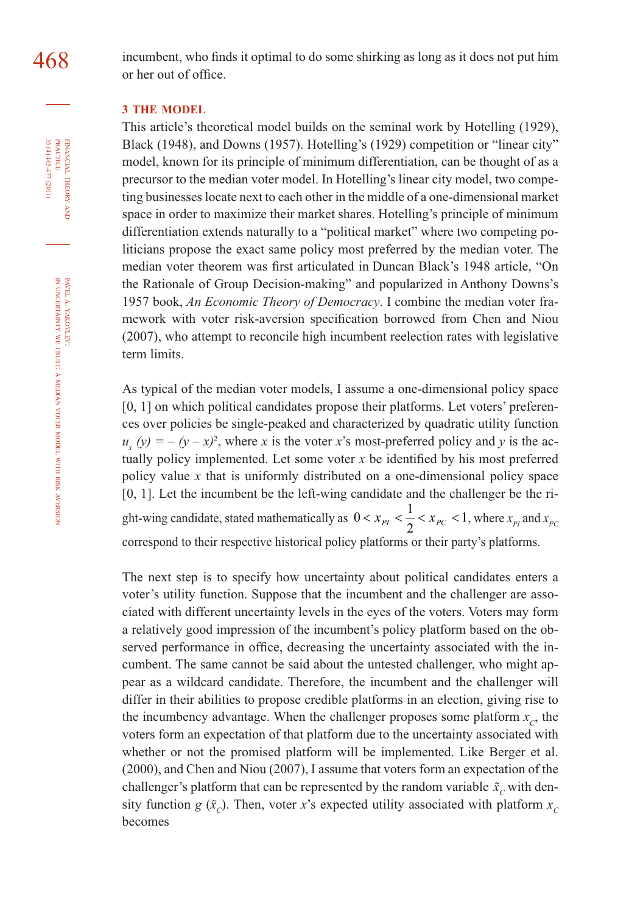incumbent, who finds it optimal to do some shirking as long as it does not put him or her out of office.

## 3 THE MODEL

This article's theoretical model builds on the seminal work by Hotelling (1929), Black (1948), and Downs (1957). Hotelling's (1929) competition or "linear city" model, known for its principle of minimum differentiation, can be thought of as a precursor to the median voter model. In Hotelling's linear city model, two competing businesses locate next to each other in the middle of a one-dimensional market space in order to maximize their market shares. Hotelling's principle of minimum differentiation extends naturally to a "political market" where two competing politicians propose the exact same policy most preferred by the median voter. The median voter theorem was first articulated in Duncan Black's 1948 article, "On the Rationale of Group Decision-making" and popularized in Anthony Downs's 1957 book, *An Economic Theory of Democracy*. I combine the median voter framework with voter risk-aversion specification borrowed from Chen and Niou (2007), who attempt to reconcile high incumbent reelection rates with legislative term limits.

As typical of the median voter models, I assume a one-dimensional policy space [0, 1] on which political candidates propose their platforms. Let voters' preferences over policies be single-peaked and characterized by quadratic utility function $u_x(y) = -(y - x)^2$, where $x$ is the voter $x$'s most-preferred policy and $y$ is the actually policy implemented. Let some voter $x$ be identified by his most preferred policy value $x$ that is uniformly distributed on a one-dimensional policy space [0, 1]. Let the incumbent be the left-wing candidate and the challenger be the right-wing candidate, stated mathematically as $0 < x_{PI} < \frac{1}{2} < x_{PC} < 1$, where $x_{PI}$ and $x_{PC}$ correspond to their respective historical policy platforms or their party's platforms.

The next step is to specify how uncertainty about political candidates enters a voter's utility function. Suppose that the incumbent and the challenger are associated with different uncertainty levels in the eyes of the voters. Voters may form a relatively good impression of the incumbent's policy platform based on the observed performance in office, decreasing the uncertainty associated with the incumbent. The same cannot be said about the untested challenger, who might appear as a wildcard candidate. Therefore, the incumbent and the challenger will differ in their abilities to propose credible platforms in an election, giving rise to the incumbency advantage. When the challenger proposes some platform $x_C$, the voters form an expectation of that platform due to the uncertainty associated with whether or not the promised platform will be implemented. Like Berger et al. (2000), and Chen and Niou (2007), I assume that voters form an expectation of the challenger's platform that can be represented by the random variable $\tilde{x}_C$ with density function $g(\tilde{x}_C)$. Then, voter $x$'s expected utility associated with platform $x_C$ becomes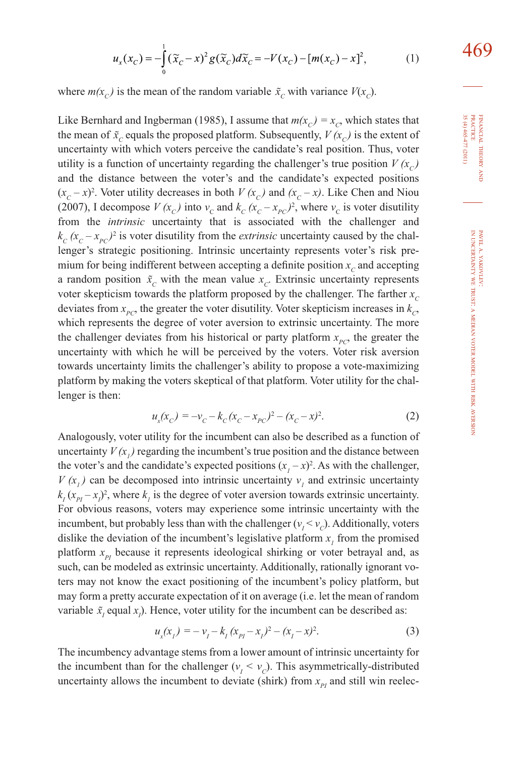$$u_x(x_C) = -\int_0^1 (\tilde{x}_C - x)^2 g(\tilde{x}_C) d\tilde{x}_C = -V(x_C) - [m(x_C) - x]^2, \qquad (1)$$

where $m(x_C)$ is the mean of the random variable $\tilde{x}_C$ with variance $V(x_C)$.

Like Bernhard and Ingberman (1985), I assume that $m(x_C) = x_C$, which states that the mean of $\tilde{x}_C$ equals the proposed platform. Subsequently, $V(x_C)$ is the extent of uncertainty with which voters perceive the candidate's real position. Thus, voter utility is a function of uncertainty regarding the challenger's true position $V(x_C)$ and the distance between the voter's and the candidate's expected positions $(x_C - x)^2$. Voter utility decreases in both $V(x_C)$ and $(x_C - x)$. Like Chen and Niou (2007), I decompose $V(x_C)$ into $v_C$ and $k_C(x_C - x_{PC})^2$, where $v_C$ is voter disutility from the *intrinsic* uncertainty that is associated with the challenger and $k_C(x_C - x_{PC})^2$ is voter disutility from the *extrinsic* uncertainty caused by the challenger's strategic positioning. Intrinsic uncertainty represents voter's risk premium for being indifferent between accepting a definite position $x_C$ and accepting a random position $\tilde{x}_C$ with the mean value $x_C$. Extrinsic uncertainty represents voter skepticism towards the platform proposed by the challenger. The farther $x_C$ deviates from $x_{PC}$, the greater the voter disutility. Voter skepticism increases in $k_C$, which represents the degree of voter aversion to extrinsic uncertainty. The more the challenger deviates from his historical or party platform $x_{PC}$, the greater the uncertainty with which he will be perceived by the voters. Voter risk aversion towards uncertainty limits the challenger's ability to propose a vote-maximizing platform by making the voters skeptical of that platform. Voter utility for the challenger is then:

$$u_x(x_C) = -v_C - k_C(x_C - x_{PC})^2 - (x_C - x)^2. \qquad (2)$$

Analogously, voter utility for the incumbent can also be described as a function of uncertainty $V(x_I)$ regarding the incumbent's true position and the distance between the voter's and the candidate's expected positions $(x_I - x)^2$. As with the challenger, $V(x_I)$ can be decomposed into intrinsic uncertainty $v_I$ and extrinsic uncertainty $k_I(x_{PI} - x_I)^2$, where $k_I$ is the degree of voter aversion towards extrinsic uncertainty. For obvious reasons, voters may experience some intrinsic uncertainty with the incumbent, but probably less than with the challenger $(v_I < v_C)$. Additionally, voters dislike the deviation of the incumbent's legislative platform $x_I$ from the promised platform $x_{PI}$ because it represents ideological shirking or voter betrayal and, as such, can be modeled as extrinsic uncertainty. Additionally, rationally ignorant voters may not know the exact positioning of the incumbent's policy platform, but may form a pretty accurate expectation of it on average (i.e. let the mean of random variable $\tilde{x}_I$ equal $x_I$). Hence, voter utility for the incumbent can be described as:

$$u_x(x_I) = -v_I - k_I(x_{PI} - x_I)^2 - (x_I - x)^2. \qquad (3)$$

The incumbency advantage stems from a lower amount of intrinsic uncertainty for the incumbent than for the challenger $(v_I < v_C)$. This asymmetrically-distributed uncertainty allows the incumbent to deviate (shirk) from $x_{PI}$ and still win reelec-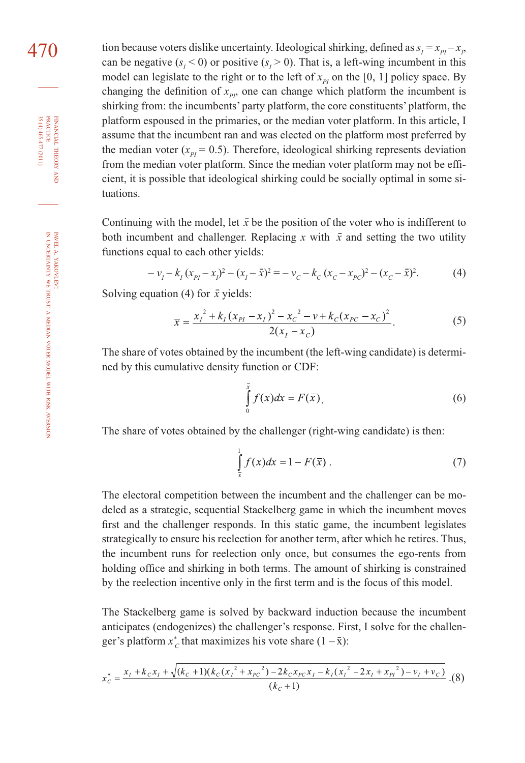tion because voters dislike uncertainty. Ideological shirking, defined as $s_I = x_{PI} - x_I$, can be negative ($s_I < 0$) or positive ($s_I > 0$). That is, a left-wing incumbent in this model can legislate to the right or to the left of $x_{PI}$ on the [0, 1] policy space. By changing the definition of $x_{PI}$, one can change which platform the incumbent is shirking from: the incumbents' party platform, the core constituents' platform, the platform espoused in the primaries, or the median voter platform. In this article, I assume that the incumbent ran and was elected on the platform most preferred by the median voter ($x_{PI} = 0.5$). Therefore, ideological shirking represents deviation from the median voter platform. Since the median voter platform may not be efficient, it is possible that ideological shirking could be socially optimal in some situations.

Continuing with the model, let $\bar{x}$ be the position of the voter who is indifferent to both incumbent and challenger. Replacing $x$ with $\bar{x}$ and setting the two utility functions equal to each other yields:

$$-v_I - k_I(x_{PI} - x_I)^2 - (x_I - \bar{x})^2 = -v_C - k_C(x_C - x_{PC})^2 - (x_C - \bar{x})^2. \tag{4}$$

Solving equation (4) for $\bar{x}$ yields:

$$\bar{x} = \frac{x_I^{\,2} + k_I(x_{PI} - x_I)^2 - x_C^{\,2} - v + k_C(x_{PC} - x_C)^2}{2(x_I - x_C)}. \tag{5}$$

The share of votes obtained by the incumbent (the left-wing candidate) is determined by this cumulative density function or CDF:

$$\int_0^{\bar{x}} f(x)dx = F(\bar{x}). \tag{6}$$

The share of votes obtained by the challenger (right-wing candidate) is then:

$$\int_{\bar{x}}^1 f(x)dx = 1 - F(\bar{x}). \tag{7}$$

The electoral competition between the incumbent and the challenger can be modeled as a strategic, sequential Stackelberg game in which the incumbent moves first and the challenger responds. In this static game, the incumbent legislates strategically to ensure his reelection for another term, after which he retires. Thus, the incumbent runs for reelection only once, but consumes the ego-rents from holding office and shirking in both terms. The amount of shirking is constrained by the reelection incentive only in the first term and is the focus of this model.

The Stackelberg game is solved by backward induction because the incumbent anticipates (endogenizes) the challenger's response. First, I solve for the challenger's platform $x_C^*$ that maximizes his vote share $(1 - \bar{x})$:

$$x_C^* = \frac{x_I + k_C x_I + \sqrt{(k_C + 1)(k_C(x_I^{\,2} + x_{PC}^{\,2}) - 2k_C x_{PC} x_I - k_I(x_I^{\,2} - 2x_I + x_{PI}^{\,2}) - v_I + v_C)}}{(k_C + 1)}. \tag{8}$$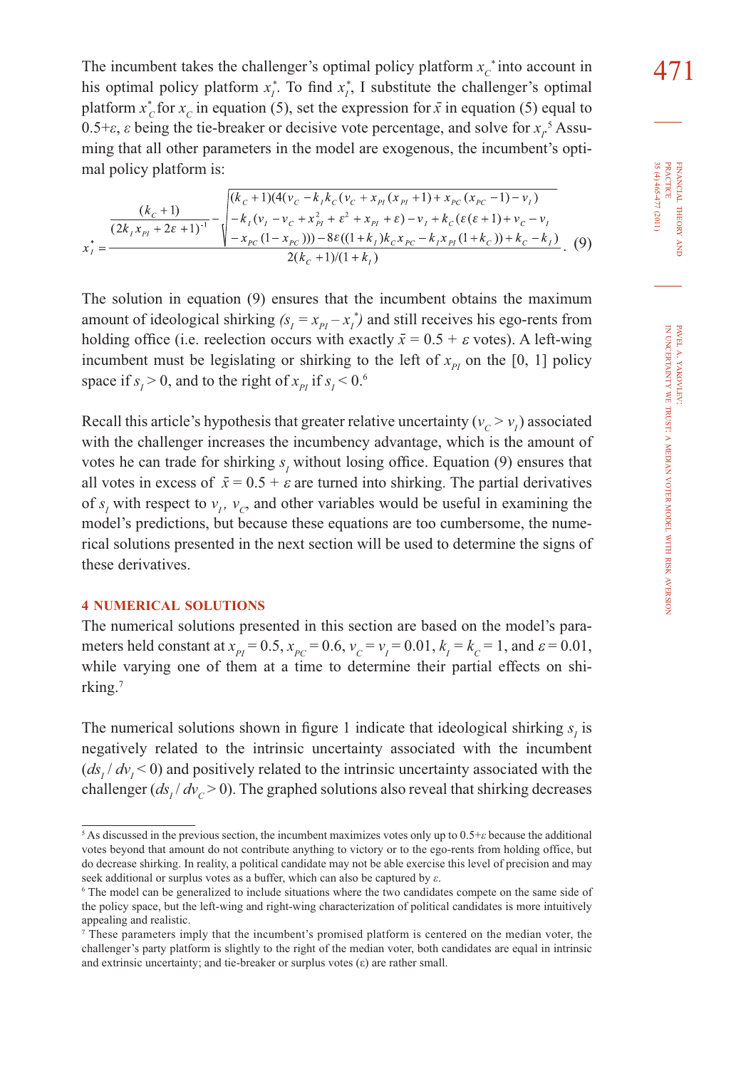The incumbent takes the challenger's optimal policy platform $x_C^*$ into account in his optimal policy platform $x_I^*$. To find $x_I^*$, I substitute the challenger's optimal platform $x_C^*$ for $x_C$ in equation (5), set the expression for $\bar{x}$ in equation (5) equal to 0.5+$\varepsilon$, $\varepsilon$ being the tie-breaker or decisive vote percentage, and solve for $x_I$.[5] Assuming that all other parameters in the model are exogenous, the incumbent's optimal policy platform is:

$$x_I^* = \frac{\dfrac{(k_C+1)}{(2k_I x_{PI} + 2\varepsilon + 1)^{-1}} - \sqrt{\begin{array}{l}(k_C+1)(4(v_C - k_I k_C(v_C + x_{PI}(x_{PI}+1) + x_{PC}(x_{PC}-1) - v_I) \\ -k_I(v_I - v_C + x_{PI}^2 + \varepsilon^2 + x_{PI} + \varepsilon) - v_I + k_C(\varepsilon(\varepsilon+1) + v_C - v_I \\ -x_{PC}(1-x_{PC}))) - 8\varepsilon((1+k_I)k_C x_{PC} - k_I x_{PI}(1+k_C)) + k_C - k_I)\end{array}}}{2(k_C+1)/(1+k_I)}. \quad (9)$$

The solution in equation (9) ensures that the incumbent obtains the maximum amount of ideological shirking ($s_I = x_{PI} - x_I^*$) and still receives his ego-rents from holding office (i.e. reelection occurs with exactly $\bar{x} = 0.5 + \varepsilon$ votes). A left-wing incumbent must be legislating or shirking to the left of $x_{PI}$ on the [0, 1] policy space if $s_I > 0$, and to the right of $x_{PI}$ if $s_I < 0$.[6]

Recall this article's hypothesis that greater relative uncertainty ($v_C > v_I$) associated with the challenger increases the incumbency advantage, which is the amount of votes he can trade for shirking $s_I$ without losing office. Equation (9) ensures that all votes in excess of $\bar{x} = 0.5 + \varepsilon$ are turned into shirking. The partial derivatives of $s_I$ with respect to $v_I$, $v_C$, and other variables would be useful in examining the model's predictions, but because these equations are too cumbersome, the numerical solutions presented in the next section will be used to determine the signs of these derivatives.

## 4 NUMERICAL SOLUTIONS

The numerical solutions presented in this section are based on the model's parameters held constant at $x_{PI} = 0.5$, $x_{PC} = 0.6$, $v_C = v_I = 0.01$, $k_I = k_C = 1$, and $\varepsilon = 0.01$, while varying one of them at a time to determine their partial effects on shirking.[7]

The numerical solutions shown in figure 1 indicate that ideological shirking $s_I$ is negatively related to the intrinsic uncertainty associated with the incumbent ($ds_I / dv_I < 0$) and positively related to the intrinsic uncertainty associated with the challenger ($ds_I / dv_C > 0$). The graphed solutions also reveal that shirking decreases

---

[5] As discussed in the previous section, the incumbent maximizes votes only up to 0.5+$\varepsilon$ because the additional votes beyond that amount do not contribute anything to victory or to the ego-rents from holding office, but do decrease shirking. In reality, a political candidate may not be able exercise this level of precision and may seek additional or surplus votes as a buffer, which can also be captured by $\varepsilon$.

[6] The model can be generalized to include situations where the two candidates compete on the same side of the policy space, but the left-wing and right-wing characterization of political candidates is more intuitively appealing and realistic.

[7] These parameters imply that the incumbent's promised platform is centered on the median voter, the challenger's party platform is slightly to the right of the median voter, both candidates are equal in intrinsic and extrinsic uncertainty; and tie-breaker or surplus votes ($\varepsilon$) are rather small.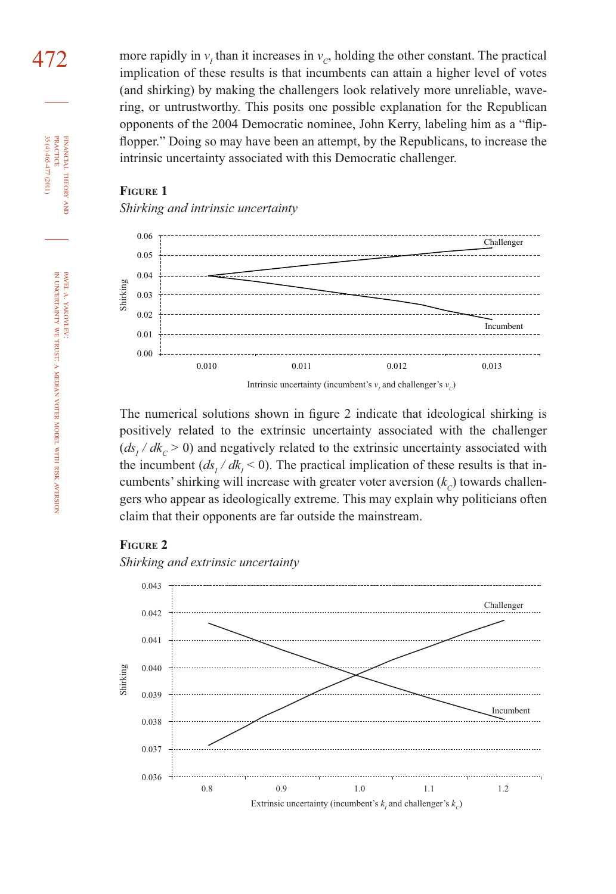more rapidly in $v_I$ than it increases in $v_C$, holding the other constant. The practical implication of these results is that incumbents can attain a higher level of votes (and shirking) by making the challengers look relatively more unreliable, wavering, or untrustworthy. This posits one possible explanation for the Republican opponents of the 2004 Democratic nominee, John Kerry, labeling him as a "flip-flopper." Doing so may have been an attempt, by the Republicans, to increase the intrinsic uncertainty associated with this Democratic challenger.

**Figure 1**

*Shirking and intrinsic uncertainty*

Shirking

0.06
0.05
0.04
0.03
0.02
0.01
0.00

0.010
0.011
0.012
0.013

Challenger

Incumbent

Intrinsic uncertainty (incumbent's $v_I$ and challenger's $v_C$)

The numerical solutions shown in figure 2 indicate that ideological shirking is positively related to the extrinsic uncertainty associated with the challenger ($ds_I / dk_C > 0$) and negatively related to the extrinsic uncertainty associated with the incumbent ($ds_I / dk_I < 0$). The practical implication of these results is that incumbents' shirking will increase with greater voter aversion ($k_C$) towards challengers who appear as ideologically extreme. This may explain why politicians often claim that their opponents are far outside the mainstream.

**Figure 2**

*Shirking and extrinsic uncertainty*

Shirking

0.043
0.042
0.041
0.040
0.039
0.038
0.037
0.036

0.8
0.9
1.0
1.1
1.2

Challenger

Incumbent

Extrinsic uncertainty (incumbent's $k_I$ and challenger's $k_C$)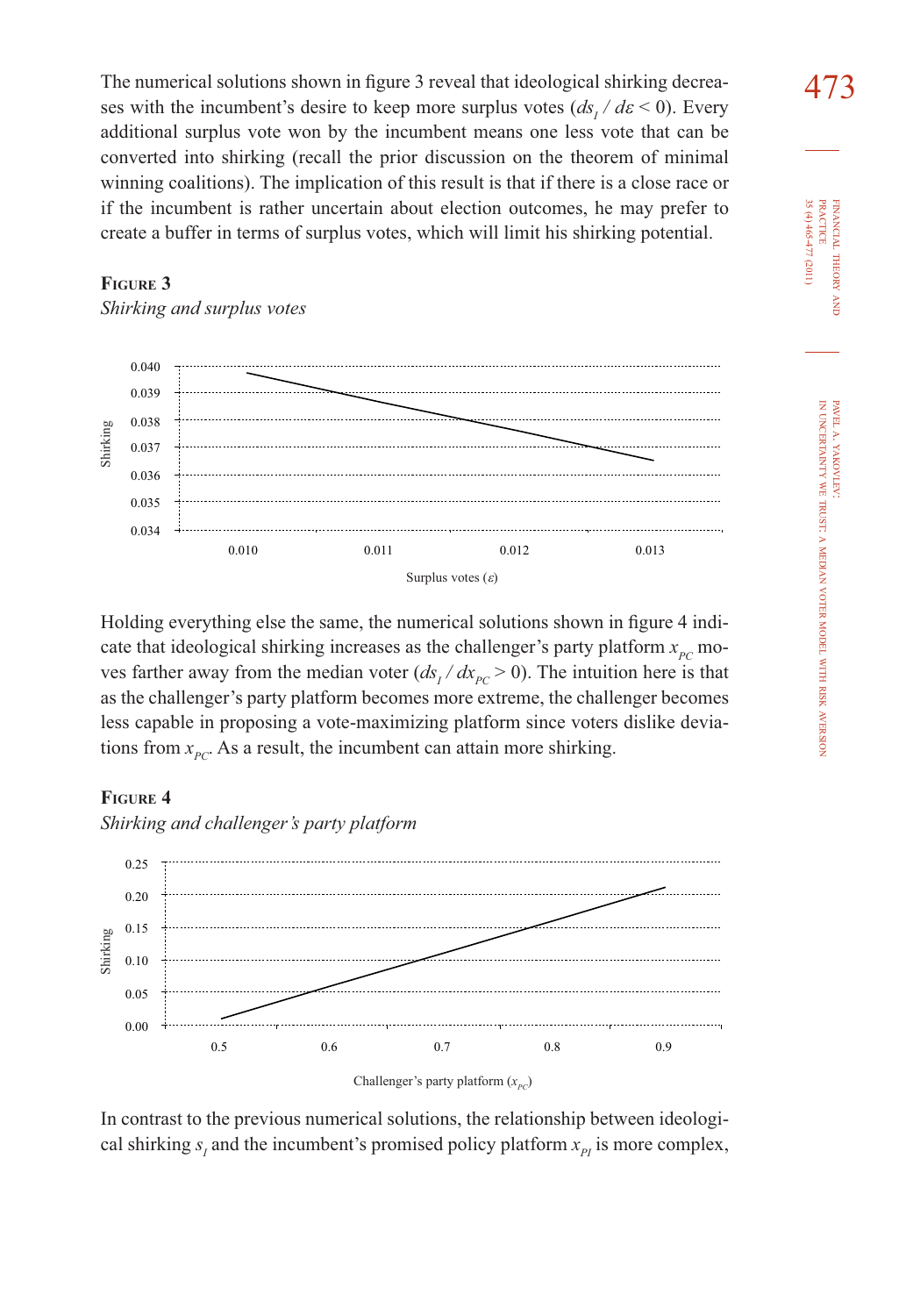The numerical solutions shown in figure 3 reveal that ideological shirking decreases with the incumbent's desire to keep more surplus votes ($ds_I / d\varepsilon < 0$). Every additional surplus vote won by the incumbent means one less vote that can be converted into shirking (recall the prior discussion on the theorem of minimal winning coalitions). The implication of this result is that if there is a close race or if the incumbent is rather uncertain about election outcomes, he may prefer to create a buffer in terms of surplus votes, which will limit his shirking potential.

**Figure 3**

*Shirking and surplus votes*

Shirking

0.040
0.039
0.038
0.037
0.036
0.035
0.034

0.010
0.011
0.012
0.013

Surplus votes ($\varepsilon$)

Holding everything else the same, the numerical solutions shown in figure 4 indicate that ideological shirking increases as the challenger's party platform $x_{PC}$ moves farther away from the median voter ($ds_I / dx_{PC} > 0$). The intuition here is that as the challenger's party platform becomes more extreme, the challenger becomes less capable in proposing a vote-maximizing platform since voters dislike deviations from $x_{PC}$. As a result, the incumbent can attain more shirking.

**Figure 4**

*Shirking and challenger's party platform*

Shirking

0.25
0.20
0.15
0.10
0.05
0.00

0.5
0.6
0.7
0.8
0.9

Challenger's party platform ($x_{PC}$)

In contrast to the previous numerical solutions, the relationship between ideological shirking $s_I$ and the incumbent's promised policy platform $x_{PI}$ is more complex,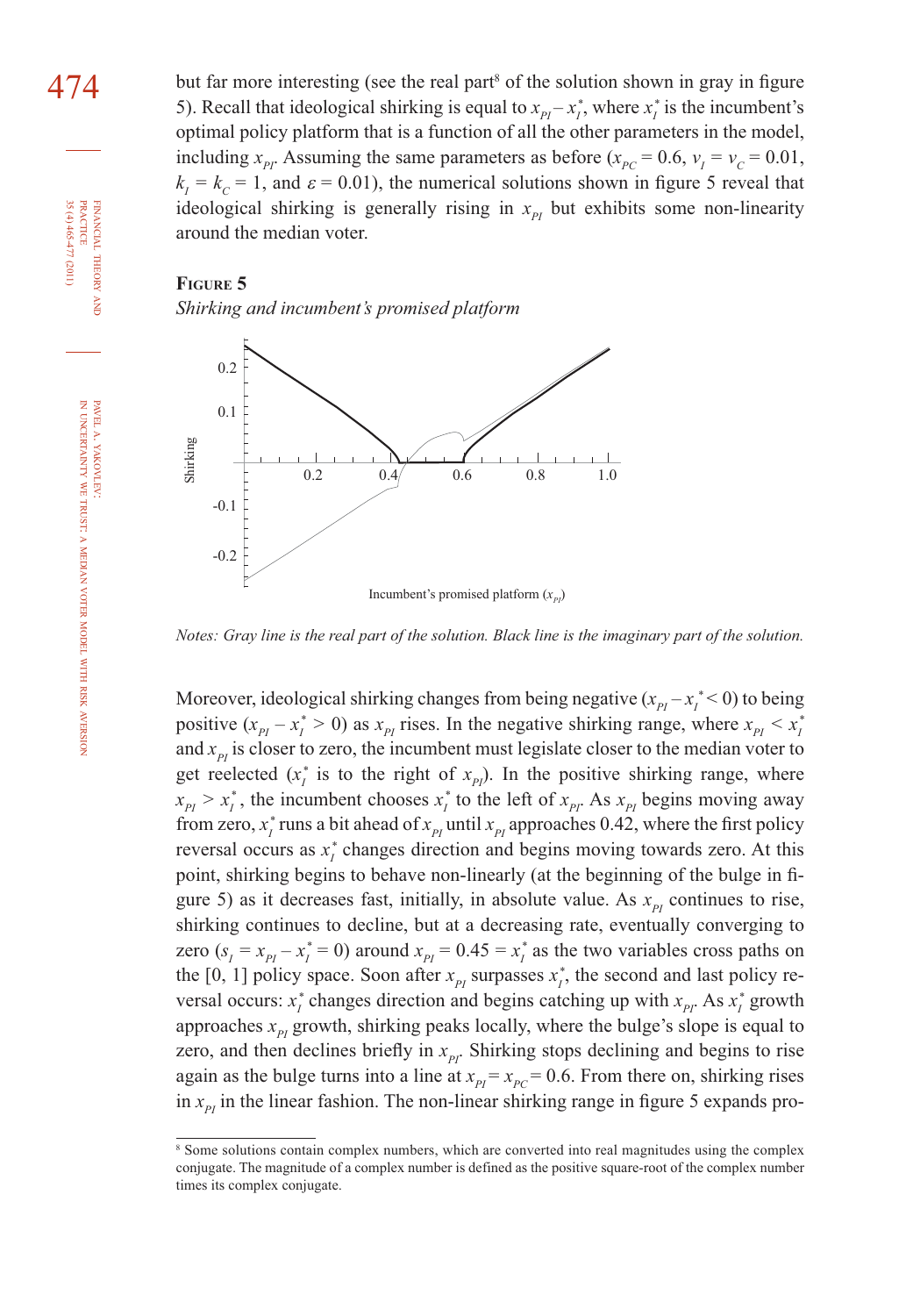but far more interesting (see the real part[8] of the solution shown in gray in figure 5). Recall that ideological shirking is equal to $x_{PI} - x_I^*$, where $x_I^*$ is the incumbent's optimal policy platform that is a function of all the other parameters in the model, including $x_{PI}$. Assuming the same parameters as before ($x_{PC} = 0.6$, $v_I = v_C = 0.01$, $k_I = k_C = 1$, and $\varepsilon = 0.01$), the numerical solutions shown in figure 5 reveal that ideological shirking is generally rising in $x_{PI}$ but exhibits some non-linearity around the median voter.

**Figure 5**

*Shirking and incumbent's promised platform*

0.2
0.1
-0.1
-0.2
Shirking
0.2
0.4
0.6
0.8
1.0
Incumbent's promised platform ($x_{PI}$)

*Notes: Gray line is the real part of the solution. Black line is the imaginary part of the solution.*

Moreover, ideological shirking changes from being negative ($x_{PI} - x_I^* < 0$) to being positive ($x_{PI} - x_I^* > 0$) as $x_{PI}$ rises. In the negative shirking range, where $x_{PI} < x_I^*$ and $x_{PI}$ is closer to zero, the incumbent must legislate closer to the median voter to get reelected ($x_I^*$ is to the right of $x_{PI}$). In the positive shirking range, where $x_{PI} > x_I^*$, the incumbent chooses $x_I^*$ to the left of $x_{PI}$. As $x_{PI}$ begins moving away from zero, $x_I^*$ runs a bit ahead of $x_{PI}$ until $x_{PI}$ approaches 0.42, where the first policy reversal occurs as $x_I^*$ changes direction and begins moving towards zero. At this point, shirking begins to behave non-linearly (at the beginning of the bulge in figure 5) as it decreases fast, initially, in absolute value. As $x_{PI}$ continues to rise, shirking continues to decline, but at a decreasing rate, eventually converging to zero ($s_I = x_{PI} - x_I^* = 0$) around $x_{PI} = 0.45 = x_I^*$ as the two variables cross paths on the [0, 1] policy space. Soon after $x_{PI}$ surpasses $x_I^*$, the second and last policy reversal occurs: $x_I^*$ changes direction and begins catching up with $x_{PI}$. As $x_I^*$ growth approaches $x_{PI}$ growth, shirking peaks locally, where the bulge's slope is equal to zero, and then declines briefly in $x_{PI}$. Shirking stops declining and begins to rise again as the bulge turns into a line at $x_{PI} = x_{PC} = 0.6$. From there on, shirking rises in $x_{PI}$ in the linear fashion. The non-linear shirking range in figure 5 expands pro-

[8] Some solutions contain complex numbers, which are converted into real magnitudes using the complex conjugate. The magnitude of a complex number is defined as the positive square-root of the complex number times its complex conjugate.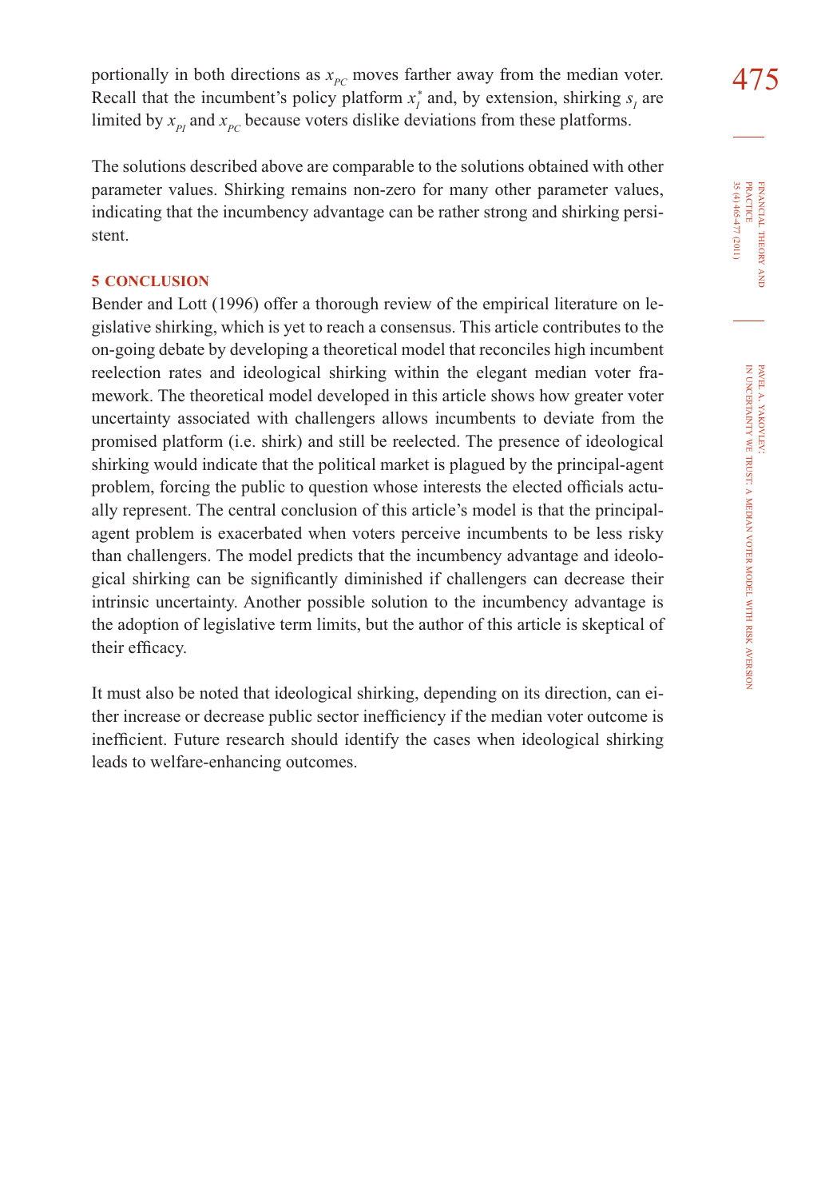portionally in both directions as $x_{PC}$ moves farther away from the median voter. Recall that the incumbent's policy platform $x_I^*$ and, by extension, shirking $s_I$ are limited by $x_{PI}$ and $x_{PC}$ because voters dislike deviations from these platforms.

The solutions described above are comparable to the solutions obtained with other parameter values. Shirking remains non-zero for many other parameter values, indicating that the incumbency advantage can be rather strong and shirking persistent.

## 5 CONCLUSION

Bender and Lott (1996) offer a thorough review of the empirical literature on legislative shirking, which is yet to reach a consensus. This article contributes to the on-going debate by developing a theoretical model that reconciles high incumbent reelection rates and ideological shirking within the elegant median voter framework. The theoretical model developed in this article shows how greater voter uncertainty associated with challengers allows incumbents to deviate from the promised platform (i.e. shirk) and still be reelected. The presence of ideological shirking would indicate that the political market is plagued by the principal-agent problem, forcing the public to question whose interests the elected officials actually represent. The central conclusion of this article's model is that the principal-agent problem is exacerbated when voters perceive incumbents to be less risky than challengers. The model predicts that the incumbency advantage and ideological shirking can be significantly diminished if challengers can decrease their intrinsic uncertainty. Another possible solution to the incumbency advantage is the adoption of legislative term limits, but the author of this article is skeptical of their efficacy.

It must also be noted that ideological shirking, depending on its direction, can either increase or decrease public sector inefficiency if the median voter outcome is inefficient. Future research should identify the cases when ideological shirking leads to welfare-enhancing outcomes.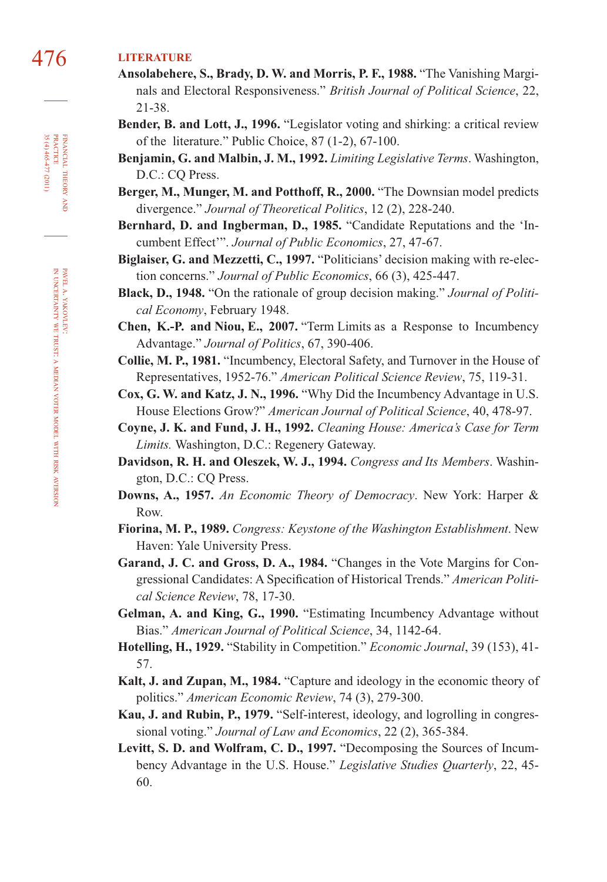## LITERATURE

**Ansolabehere, S., Brady, D. W. and Morris, P. F., 1988.** "The Vanishing Marginals and Electoral Responsiveness." *British Journal of Political Science*, 22, 21-38.

**Bender, B. and Lott, J., 1996.** "Legislator voting and shirking: a critical review of the literature." Public Choice, 87 (1-2), 67-100.

**Benjamin, G. and Malbin, J. M., 1992.** *Limiting Legislative Terms*. Washington, D.C.: CQ Press.

**Berger, M., Munger, M. and Potthoff, R., 2000.** "The Downsian model predicts divergence." *Journal of Theoretical Politics*, 12 (2), 228-240.

**Bernhard, D. and Ingberman, D., 1985.** "Candidate Reputations and the 'Incumbent Effect'". *Journal of Public Economics*, 27, 47-67.

**Biglaiser, G. and Mezzetti, C., 1997.** "Politicians' decision making with re-election concerns." *Journal of Public Economics*, 66 (3), 425-447.

**Black, D., 1948.** "On the rationale of group decision making." *Journal of Political Economy*, February 1948.

**Chen, K.-P. and Niou, E., 2007.** "Term Limits as a Response to Incumbency Advantage." *Journal of Politics*, 67, 390-406.

**Collie, M. P., 1981.** "Incumbency, Electoral Safety, and Turnover in the House of Representatives, 1952-76." *American Political Science Review*, 75, 119-31.

**Cox, G. W. and Katz, J. N., 1996.** "Why Did the Incumbency Advantage in U.S. House Elections Grow?" *American Journal of Political Science*, 40, 478-97.

**Coyne, J. K. and Fund, J. H., 1992.** *Cleaning House: America's Case for Term Limits.* Washington, D.C.: Regenery Gateway.

**Davidson, R. H. and Oleszek, W. J., 1994.** *Congress and Its Members*. Washington, D.C.: CQ Press.

**Downs, A., 1957.** *An Economic Theory of Democracy*. New York: Harper & Row.

**Fiorina, M. P., 1989.** *Congress: Keystone of the Washington Establishment*. New Haven: Yale University Press.

**Garand, J. C. and Gross, D. A., 1984.** "Changes in the Vote Margins for Congressional Candidates: A Specification of Historical Trends." *American Political Science Review*, 78, 17-30.

**Gelman, A. and King, G., 1990.** "Estimating Incumbency Advantage without Bias." *American Journal of Political Science*, 34, 1142-64.

**Hotelling, H., 1929.** "Stability in Competition." *Economic Journal*, 39 (153), 41-57.

**Kalt, J. and Zupan, M., 1984.** "Capture and ideology in the economic theory of politics." *American Economic Review*, 74 (3), 279-300.

**Kau, J. and Rubin, P., 1979.** "Self-interest, ideology, and logrolling in congressional voting." *Journal of Law and Economics*, 22 (2), 365-384.

**Levitt, S. D. and Wolfram, C. D., 1997.** "Decomposing the Sources of Incumbency Advantage in the U.S. House." *Legislative Studies Quarterly*, 22, 45-60.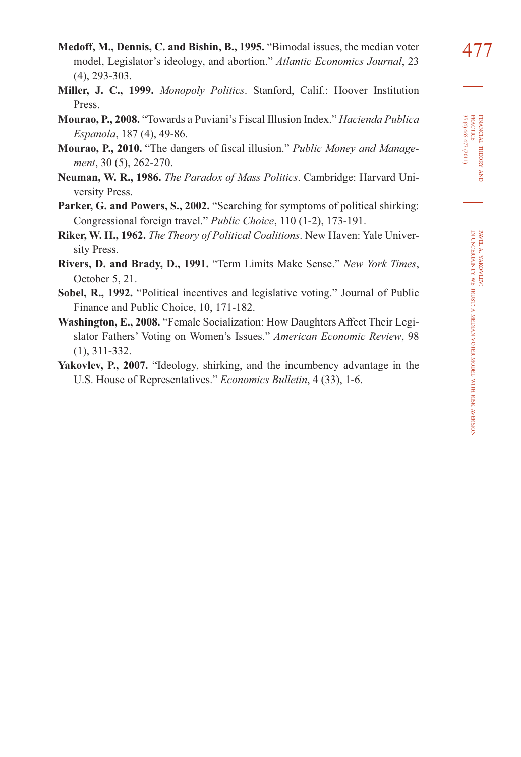**Medoff, M., Dennis, C. and Bishin, B., 1995.** "Bimodal issues, the median voter model, Legislator's ideology, and abortion." *Atlantic Economics Journal*, 23 (4), 293-303.

**Miller, J. C., 1999.** *Monopoly Politics*. Stanford, Calif.: Hoover Institution Press.

**Mourao, P., 2008.** "Towards a Puviani's Fiscal Illusion Index." *Hacienda Publica Espanola*, 187 (4), 49-86.

**Mourao, P., 2010.** "The dangers of fiscal illusion." *Public Money and Management*, 30 (5), 262-270.

**Neuman, W. R., 1986.** *The Paradox of Mass Politics*. Cambridge: Harvard University Press.

**Parker, G. and Powers, S., 2002.** "Searching for symptoms of political shirking: Congressional foreign travel." *Public Choice*, 110 (1-2), 173-191.

**Riker, W. H., 1962.** *The Theory of Political Coalitions*. New Haven: Yale University Press.

**Rivers, D. and Brady, D., 1991.** "Term Limits Make Sense." *New York Times*, October 5, 21.

**Sobel, R., 1992.** "Political incentives and legislative voting." Journal of Public Finance and Public Choice, 10, 171-182.

**Washington, E., 2008.** "Female Socialization: How Daughters Affect Their Legislator Fathers' Voting on Women's Issues." *American Economic Review*, 98 (1), 311-332.

**Yakovlev, P., 2007.** "Ideology, shirking, and the incumbency advantage in the U.S. House of Representatives." *Economics Bulletin*, 4 (33), 1-6.